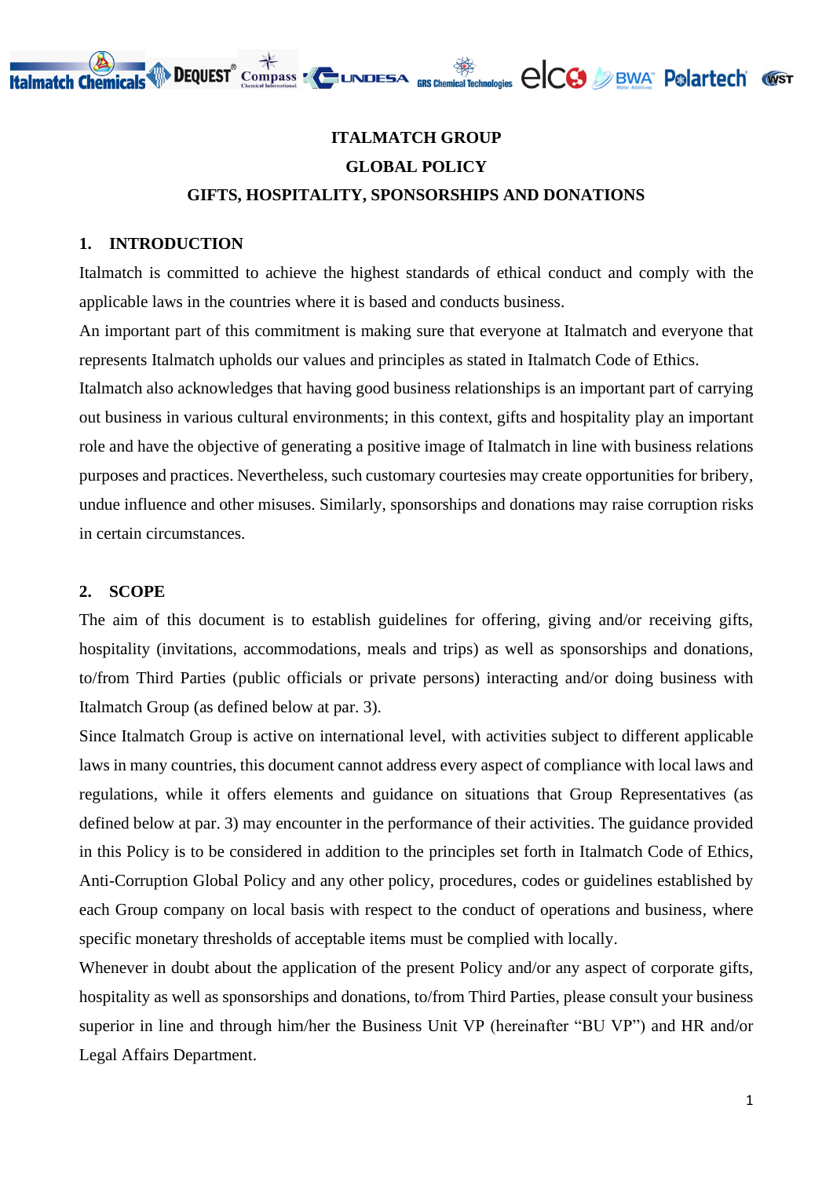# ITALMATCH GROUP
# GLOBAL POLICY
# GIFTS, HOSPITALITY, SPONSORSHIPS AND DONATIONS

## 1. INTRODUCTION

Italmatch is committed to achieve the highest standards of ethical conduct and comply with the applicable laws in the countries where it is based and conducts business.

An important part of this commitment is making sure that everyone at Italmatch and everyone that represents Italmatch upholds our values and principles as stated in Italmatch Code of Ethics.

Italmatch also acknowledges that having good business relationships is an important part of carrying out business in various cultural environments; in this context, gifts and hospitality play an important role and have the objective of generating a positive image of Italmatch in line with business relations purposes and practices. Nevertheless, such customary courtesies may create opportunities for bribery, undue influence and other misuses. Similarly, sponsorships and donations may raise corruption risks in certain circumstances.

## 2. SCOPE

The aim of this document is to establish guidelines for offering, giving and/or receiving gifts, hospitality (invitations, accommodations, meals and trips) as well as sponsorships and donations, to/from Third Parties (public officials or private persons) interacting and/or doing business with Italmatch Group (as defined below at par. 3).

Since Italmatch Group is active on international level, with activities subject to different applicable laws in many countries, this document cannot address every aspect of compliance with local laws and regulations, while it offers elements and guidance on situations that Group Representatives (as defined below at par. 3) may encounter in the performance of their activities. The guidance provided in this Policy is to be considered in addition to the principles set forth in Italmatch Code of Ethics, Anti-Corruption Global Policy and any other policy, procedures, codes or guidelines established by each Group company on local basis with respect to the conduct of operations and business, where specific monetary thresholds of acceptable items must be complied with locally.

Whenever in doubt about the application of the present Policy and/or any aspect of corporate gifts, hospitality as well as sponsorships and donations, to/from Third Parties, please consult your business superior in line and through him/her the Business Unit VP (hereinafter "BU VP") and HR and/or Legal Affairs Department.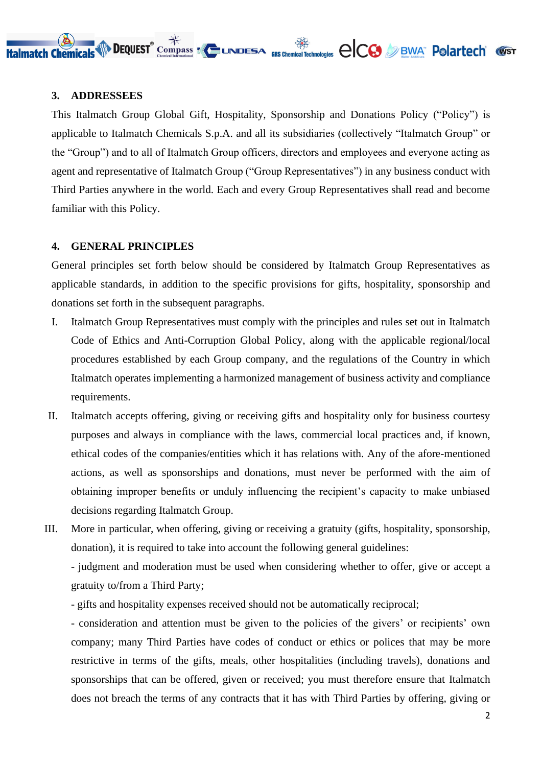## 3. ADDRESSEES

This Italmatch Group Global Gift, Hospitality, Sponsorship and Donations Policy ("Policy") is applicable to Italmatch Chemicals S.p.A. and all its subsidiaries (collectively "Italmatch Group" or the "Group") and to all of Italmatch Group officers, directors and employees and everyone acting as agent and representative of Italmatch Group ("Group Representatives") in any business conduct with Third Parties anywhere in the world. Each and every Group Representatives shall read and become familiar with this Policy.

## 4. GENERAL PRINCIPLES

General principles set forth below should be considered by Italmatch Group Representatives as applicable standards, in addition to the specific provisions for gifts, hospitality, sponsorship and donations set forth in the subsequent paragraphs.

I. Italmatch Group Representatives must comply with the principles and rules set out in Italmatch Code of Ethics and Anti-Corruption Global Policy, along with the applicable regional/local procedures established by each Group company, and the regulations of the Country in which Italmatch operates implementing a harmonized management of business activity and compliance requirements.

II. Italmatch accepts offering, giving or receiving gifts and hospitality only for business courtesy purposes and always in compliance with the laws, commercial local practices and, if known, ethical codes of the companies/entities which it has relations with. Any of the afore-mentioned actions, as well as sponsorships and donations, must never be performed with the aim of obtaining improper benefits or unduly influencing the recipient's capacity to make unbiased decisions regarding Italmatch Group.

III. More in particular, when offering, giving or receiving a gratuity (gifts, hospitality, sponsorship, donation), it is required to take into account the following general guidelines:

- judgment and moderation must be used when considering whether to offer, give or accept a gratuity to/from a Third Party;

- gifts and hospitality expenses received should not be automatically reciprocal;

- consideration and attention must be given to the policies of the givers' or recipients' own company; many Third Parties have codes of conduct or ethics or polices that may be more restrictive in terms of the gifts, meals, other hospitalities (including travels), donations and sponsorships that can be offered, given or received; you must therefore ensure that Italmatch does not breach the terms of any contracts that it has with Third Parties by offering, giving or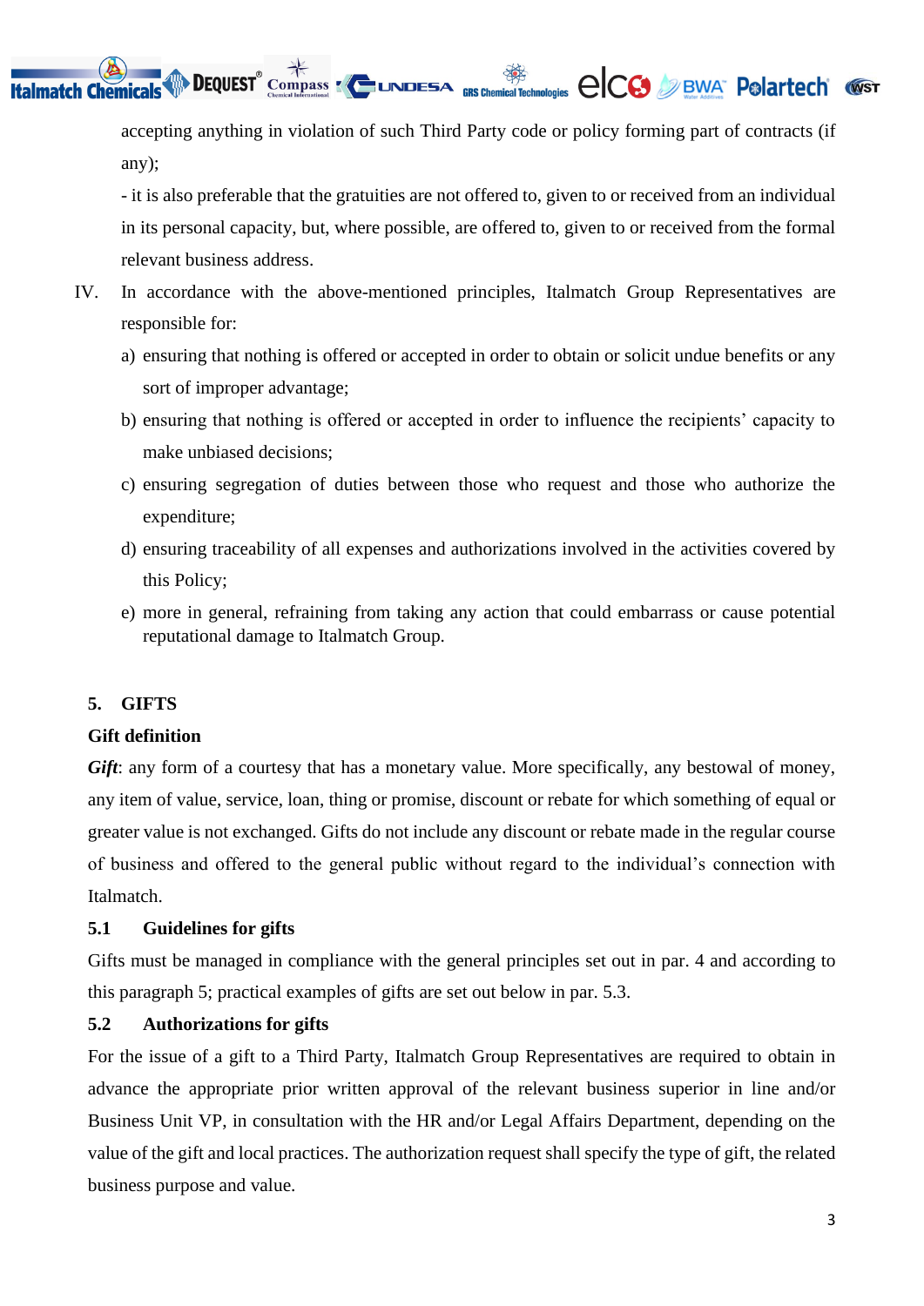accepting anything in violation of such Third Party code or policy forming part of contracts (if any);

- it is also preferable that the gratuities are not offered to, given to or received from an individual in its personal capacity, but, where possible, are offered to, given to or received from the formal relevant business address.

IV. In accordance with the above-mentioned principles, Italmatch Group Representatives are responsible for:

a) ensuring that nothing is offered or accepted in order to obtain or solicit undue benefits or any sort of improper advantage;

b) ensuring that nothing is offered or accepted in order to influence the recipients' capacity to make unbiased decisions;

c) ensuring segregation of duties between those who request and those who authorize the expenditure;

d) ensuring traceability of all expenses and authorizations involved in the activities covered by this Policy;

e) more in general, refraining from taking any action that could embarrass or cause potential reputational damage to Italmatch Group.

## 5. GIFTS

**Gift definition**

***Gift***: any form of a courtesy that has a monetary value. More specifically, any bestowal of money, any item of value, service, loan, thing or promise, discount or rebate for which something of equal or greater value is not exchanged. Gifts do not include any discount or rebate made in the regular course of business and offered to the general public without regard to the individual's connection with Italmatch.

### 5.1 Guidelines for gifts

Gifts must be managed in compliance with the general principles set out in par. 4 and according to this paragraph 5; practical examples of gifts are set out below in par. 5.3.

### 5.2 Authorizations for gifts

For the issue of a gift to a Third Party, Italmatch Group Representatives are required to obtain in advance the appropriate prior written approval of the relevant business superior in line and/or Business Unit VP, in consultation with the HR and/or Legal Affairs Department, depending on the value of the gift and local practices. The authorization request shall specify the type of gift, the related business purpose and value.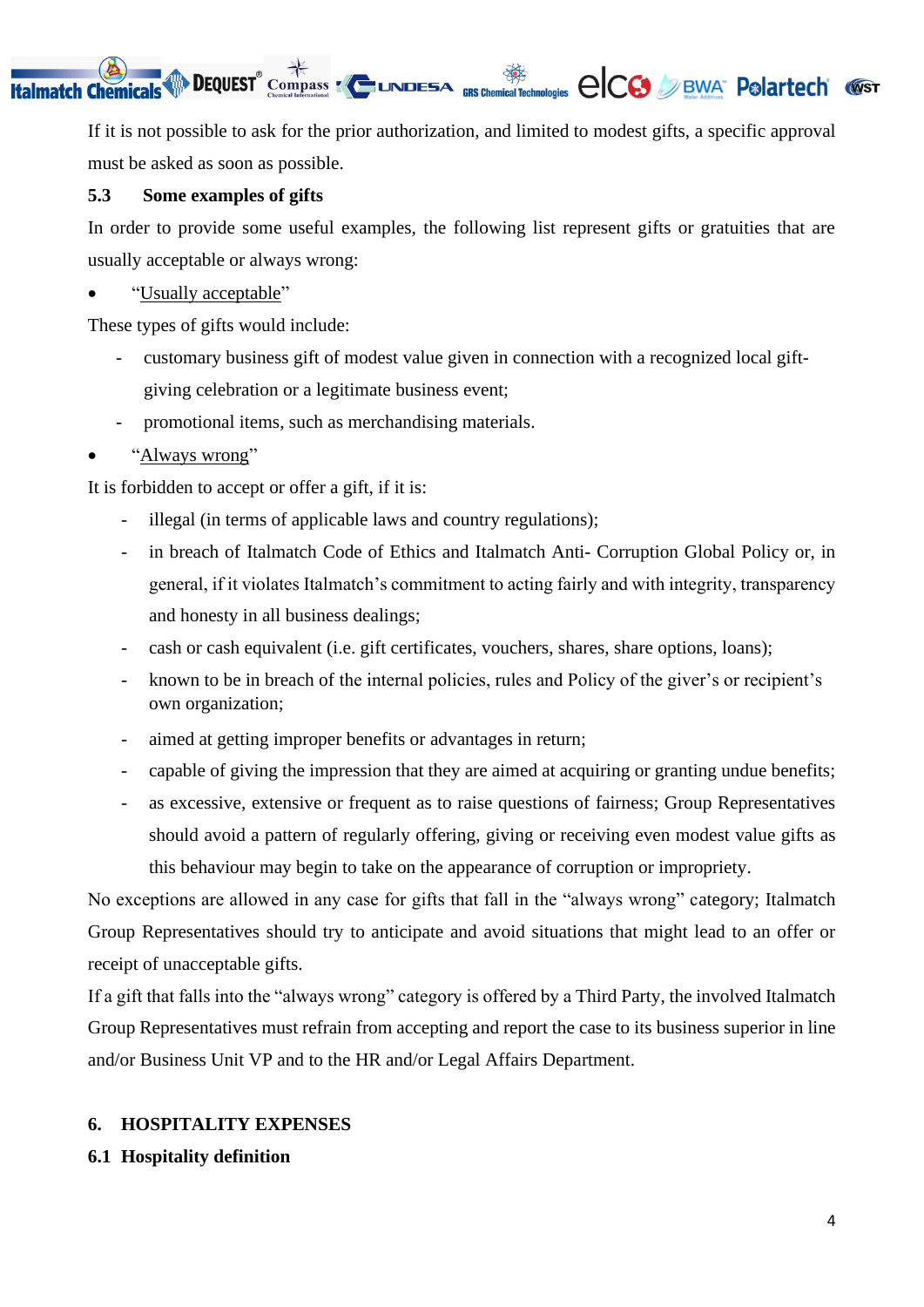If it is not possible to ask for the prior authorization, and limited to modest gifts, a specific approval must be asked as soon as possible.

### 5.3 Some examples of gifts

In order to provide some useful examples, the following list represent gifts or gratuities that are usually acceptable or always wrong:

- "Usually acceptable"

These types of gifts would include:

- customary business gift of modest value given in connection with a recognized local gift-giving celebration or a legitimate business event;
- promotional items, such as merchandising materials.

- "Always wrong"

It is forbidden to accept or offer a gift, if it is:

- illegal (in terms of applicable laws and country regulations);
- in breach of Italmatch Code of Ethics and Italmatch Anti- Corruption Global Policy or, in general, if it violates Italmatch's commitment to acting fairly and with integrity, transparency and honesty in all business dealings;
- cash or cash equivalent (i.e. gift certificates, vouchers, shares, share options, loans);
- known to be in breach of the internal policies, rules and Policy of the giver's or recipient's own organization;
- aimed at getting improper benefits or advantages in return;
- capable of giving the impression that they are aimed at acquiring or granting undue benefits;
- as excessive, extensive or frequent as to raise questions of fairness; Group Representatives should avoid a pattern of regularly offering, giving or receiving even modest value gifts as this behaviour may begin to take on the appearance of corruption or impropriety.

No exceptions are allowed in any case for gifts that fall in the "always wrong" category; Italmatch Group Representatives should try to anticipate and avoid situations that might lead to an offer or receipt of unacceptable gifts.

If a gift that falls into the "always wrong" category is offered by a Third Party, the involved Italmatch Group Representatives must refrain from accepting and report the case to its business superior in line and/or Business Unit VP and to the HR and/or Legal Affairs Department.

## 6. HOSPITALITY EXPENSES

### 6.1 Hospitality definition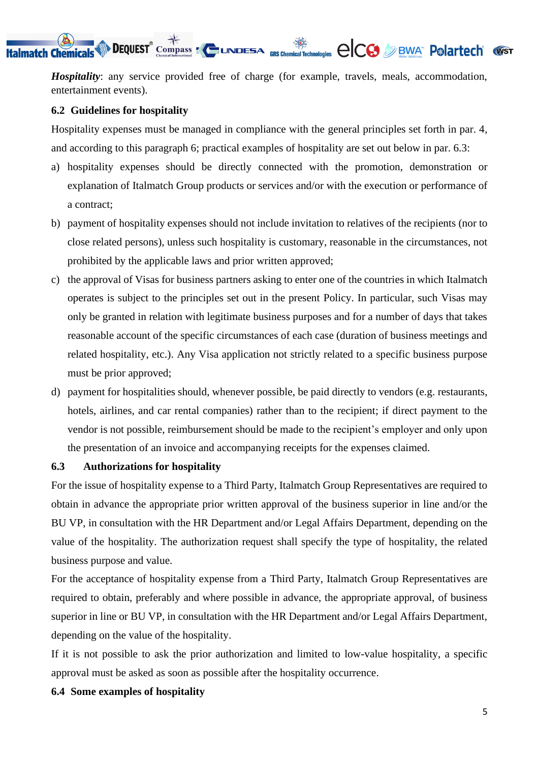***Hospitality***: any service provided free of charge (for example, travels, meals, accommodation, entertainment events).

### 6.2 Guidelines for hospitality

Hospitality expenses must be managed in compliance with the general principles set forth in par. 4, and according to this paragraph 6; practical examples of hospitality are set out below in par. 6.3:

a) hospitality expenses should be directly connected with the promotion, demonstration or explanation of Italmatch Group products or services and/or with the execution or performance of a contract;

b) payment of hospitality expenses should not include invitation to relatives of the recipients (nor to close related persons), unless such hospitality is customary, reasonable in the circumstances, not prohibited by the applicable laws and prior written approved;

c) the approval of Visas for business partners asking to enter one of the countries in which Italmatch operates is subject to the principles set out in the present Policy. In particular, such Visas may only be granted in relation with legitimate business purposes and for a number of days that takes reasonable account of the specific circumstances of each case (duration of business meetings and related hospitality, etc.). Any Visa application not strictly related to a specific business purpose must be prior approved;

d) payment for hospitalities should, whenever possible, be paid directly to vendors (e.g. restaurants, hotels, airlines, and car rental companies) rather than to the recipient; if direct payment to the vendor is not possible, reimbursement should be made to the recipient's employer and only upon the presentation of an invoice and accompanying receipts for the expenses claimed.

### 6.3 Authorizations for hospitality

For the issue of hospitality expense to a Third Party, Italmatch Group Representatives are required to obtain in advance the appropriate prior written approval of the business superior in line and/or the BU VP, in consultation with the HR Department and/or Legal Affairs Department, depending on the value of the hospitality. The authorization request shall specify the type of hospitality, the related business purpose and value.

For the acceptance of hospitality expense from a Third Party, Italmatch Group Representatives are required to obtain, preferably and where possible in advance, the appropriate approval, of business superior in line or BU VP, in consultation with the HR Department and/or Legal Affairs Department, depending on the value of the hospitality.

If it is not possible to ask the prior authorization and limited to low-value hospitality, a specific approval must be asked as soon as possible after the hospitality occurrence.

### 6.4 Some examples of hospitality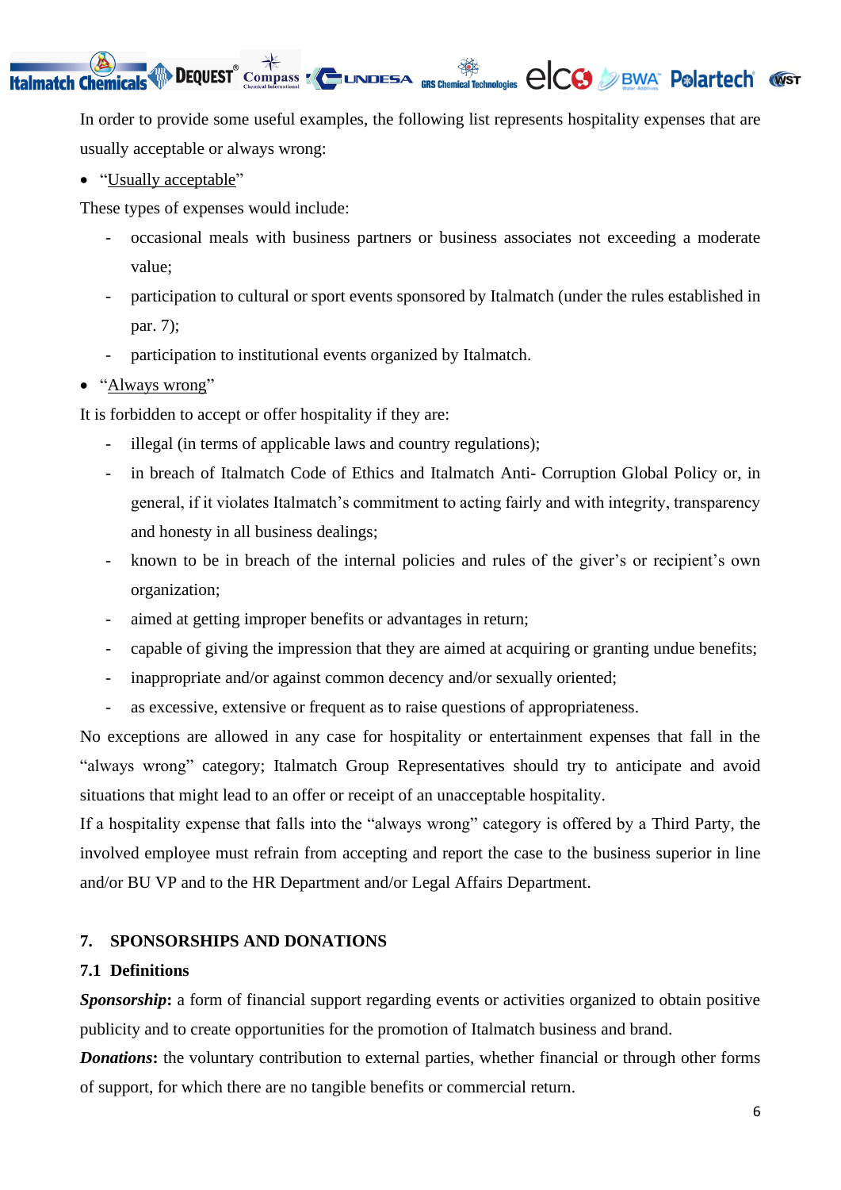In order to provide some useful examples, the following list represents hospitality expenses that are usually acceptable or always wrong:

- "Usually acceptable"

These types of expenses would include:

  - occasional meals with business partners or business associates not exceeding a moderate value;
  - participation to cultural or sport events sponsored by Italmatch (under the rules established in par. 7);
  - participation to institutional events organized by Italmatch.

- "Always wrong"

It is forbidden to accept or offer hospitality if they are:

  - illegal (in terms of applicable laws and country regulations);
  - in breach of Italmatch Code of Ethics and Italmatch Anti- Corruption Global Policy or, in general, if it violates Italmatch's commitment to acting fairly and with integrity, transparency and honesty in all business dealings;
  - known to be in breach of the internal policies and rules of the giver's or recipient's own organization;
  - aimed at getting improper benefits or advantages in return;
  - capable of giving the impression that they are aimed at acquiring or granting undue benefits;
  - inappropriate and/or against common decency and/or sexually oriented;
  - as excessive, extensive or frequent as to raise questions of appropriateness.

No exceptions are allowed in any case for hospitality or entertainment expenses that fall in the "always wrong" category; Italmatch Group Representatives should try to anticipate and avoid situations that might lead to an offer or receipt of an unacceptable hospitality.

If a hospitality expense that falls into the "always wrong" category is offered by a Third Party, the involved employee must refrain from accepting and report the case to the business superior in line and/or BU VP and to the HR Department and/or Legal Affairs Department.

## 7. SPONSORSHIPS AND DONATIONS

### 7.1 Definitions

***Sponsorship***: a form of financial support regarding events or activities organized to obtain positive publicity and to create opportunities for the promotion of Italmatch business and brand.

***Donations***: the voluntary contribution to external parties, whether financial or through other forms of support, for which there are no tangible benefits or commercial return.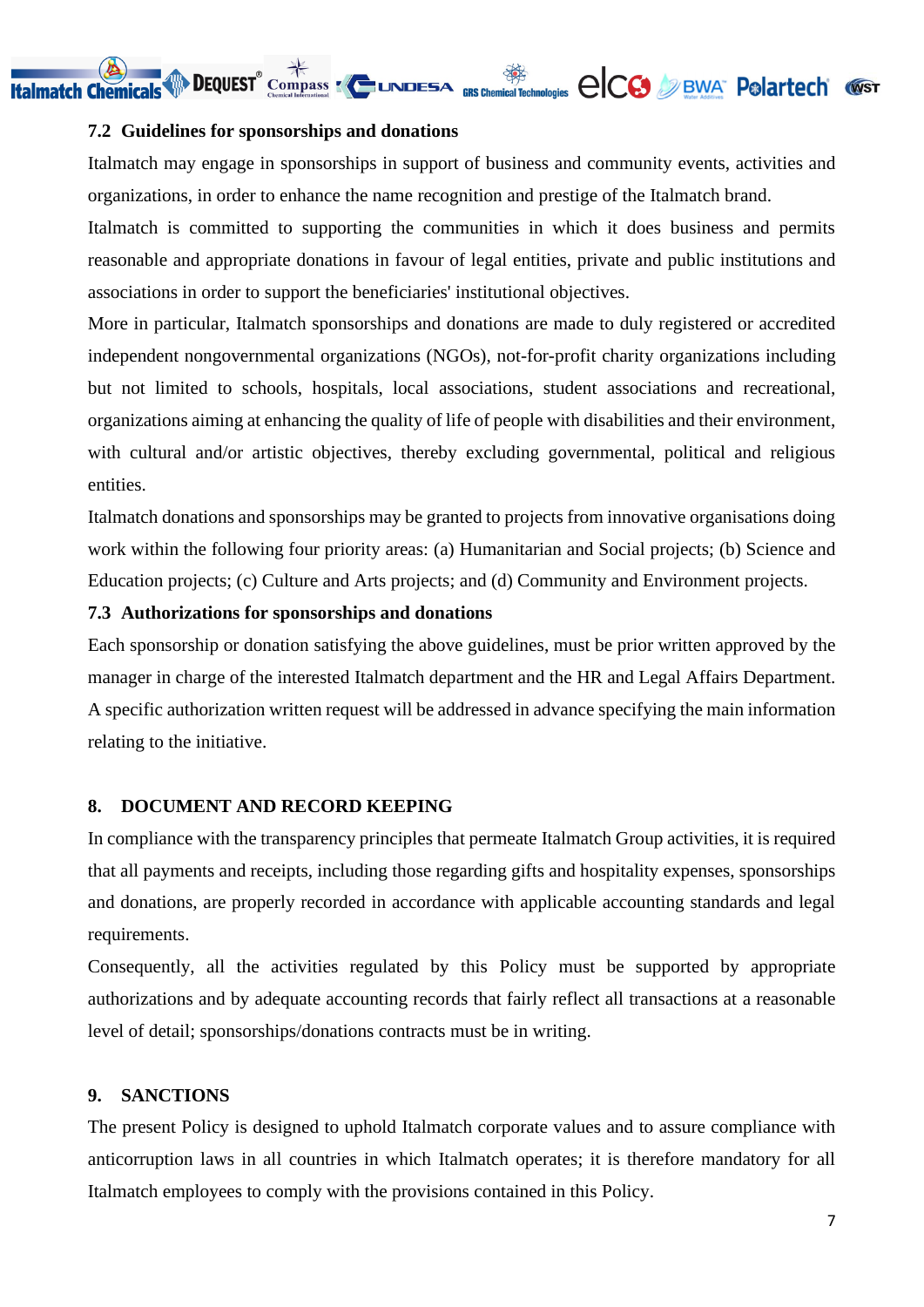### 7.2 Guidelines for sponsorships and donations

Italmatch may engage in sponsorships in support of business and community events, activities and organizations, in order to enhance the name recognition and prestige of the Italmatch brand.

Italmatch is committed to supporting the communities in which it does business and permits reasonable and appropriate donations in favour of legal entities, private and public institutions and associations in order to support the beneficiaries' institutional objectives.

More in particular, Italmatch sponsorships and donations are made to duly registered or accredited independent nongovernmental organizations (NGOs), not-for-profit charity organizations including but not limited to schools, hospitals, local associations, student associations and recreational, organizations aiming at enhancing the quality of life of people with disabilities and their environment, with cultural and/or artistic objectives, thereby excluding governmental, political and religious entities.

Italmatch donations and sponsorships may be granted to projects from innovative organisations doing work within the following four priority areas: (a) Humanitarian and Social projects; (b) Science and Education projects; (c) Culture and Arts projects; and (d) Community and Environment projects.

### 7.3 Authorizations for sponsorships and donations

Each sponsorship or donation satisfying the above guidelines, must be prior written approved by the manager in charge of the interested Italmatch department and the HR and Legal Affairs Department. A specific authorization written request will be addressed in advance specifying the main information relating to the initiative.

## 8. DOCUMENT AND RECORD KEEPING

In compliance with the transparency principles that permeate Italmatch Group activities, it is required that all payments and receipts, including those regarding gifts and hospitality expenses, sponsorships and donations, are properly recorded in accordance with applicable accounting standards and legal requirements.

Consequently, all the activities regulated by this Policy must be supported by appropriate authorizations and by adequate accounting records that fairly reflect all transactions at a reasonable level of detail; sponsorships/donations contracts must be in writing.

## 9. SANCTIONS

The present Policy is designed to uphold Italmatch corporate values and to assure compliance with anticorruption laws in all countries in which Italmatch operates; it is therefore mandatory for all Italmatch employees to comply with the provisions contained in this Policy.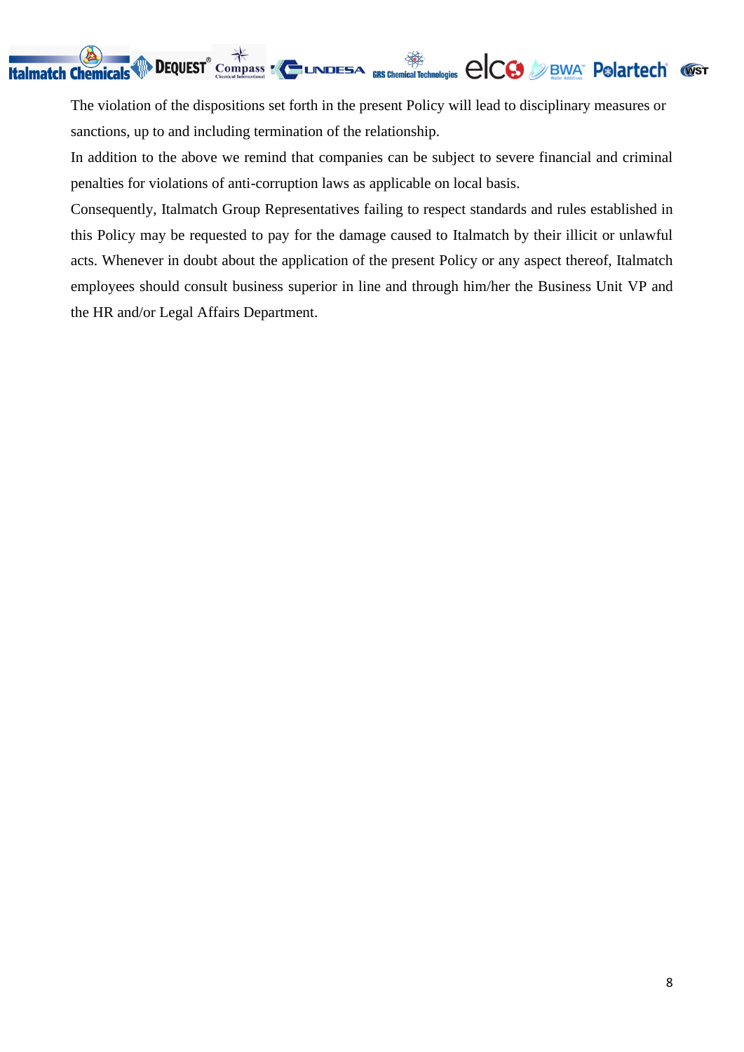The violation of the dispositions set forth in the present Policy will lead to disciplinary measures or sanctions, up to and including termination of the relationship.

In addition to the above we remind that companies can be subject to severe financial and criminal penalties for violations of anti-corruption laws as applicable on local basis.

Consequently, Italmatch Group Representatives failing to respect standards and rules established in this Policy may be requested to pay for the damage caused to Italmatch by their illicit or unlawful acts. Whenever in doubt about the application of the present Policy or any aspect thereof, Italmatch employees should consult business superior in line and through him/her the Business Unit VP and the HR and/or Legal Affairs Department.